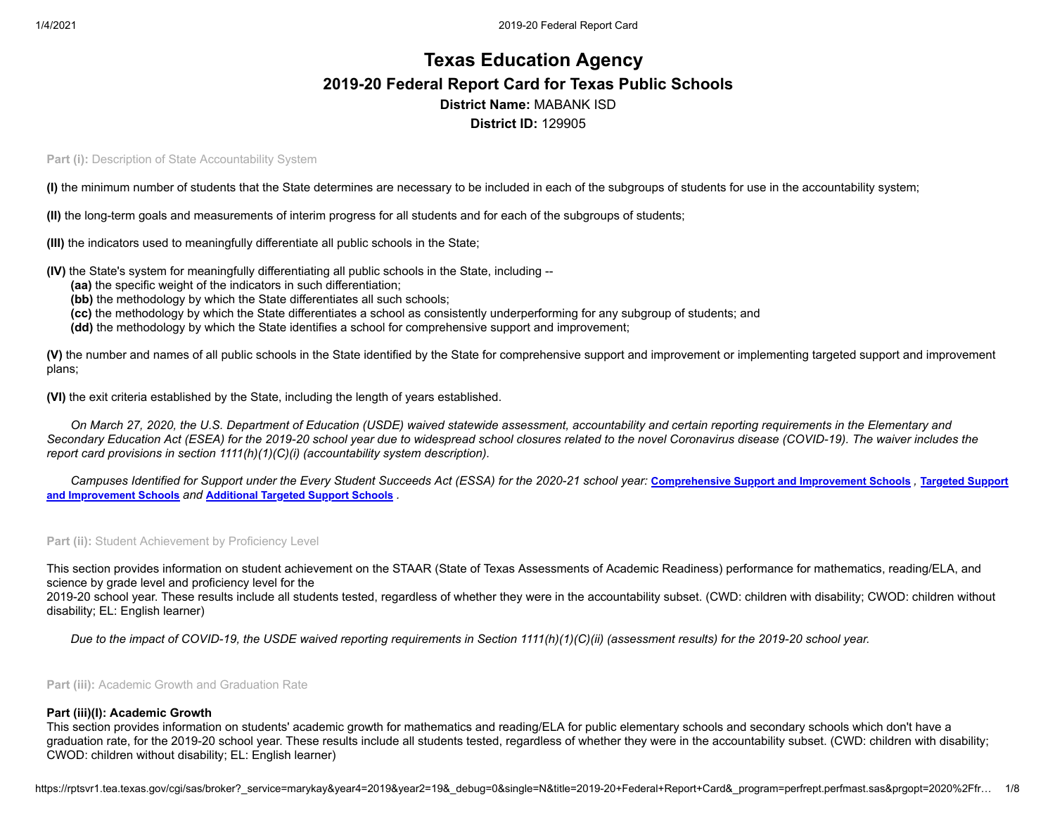# Texas Education Agency

## 2019-20 Federal Report Card for Texas Public Schools

**District Name:** MABANK ISD

**District ID:** 129905

**Part (i):** Description of State Accountability System

**(I)** the minimum number of students that the State determines are necessary to be included in each of the subgroups of students for use in the accountability system;

**(II)** the long-term goals and measurements of interim progress for all students and for each of the subgroups of students;

**(III)** the indicators used to meaningfully differentiate all public schools in the State;

**(IV)** the State's system for meaningfully differentiating all public schools in the State, including --
- **(aa)** the specific weight of the indicators in such differentiation;
- **(bb)** the methodology by which the State differentiates all such schools;
- **(cc)** the methodology by which the State differentiates a school as consistently underperforming for any subgroup of students; and
- **(dd)** the methodology by which the State identifies a school for comprehensive support and improvement;

**(V)** the number and names of all public schools in the State identified by the State for comprehensive support and improvement or implementing targeted support and improvement plans;

**(VI)** the exit criteria established by the State, including the length of years established.

*On March 27, 2020, the U.S. Department of Education (USDE) waived statewide assessment, accountability and certain reporting requirements in the Elementary and Secondary Education Act (ESEA) for the 2019-20 school year due to widespread school closures related to the novel Coronavirus disease (COVID-19). The waiver includes the report card provisions in section 1111(h)(1)(C)(i) (accountability system description).*

*Campuses Identified for Support under the Every Student Succeeds Act (ESSA) for the 2020-21 school year:* **Comprehensive Support and Improvement Schools** , **Targeted Support and Improvement Schools** *and* **Additional Targeted Support Schools** .

**Part (ii):** Student Achievement by Proficiency Level

This section provides information on student achievement on the STAAR (State of Texas Assessments of Academic Readiness) performance for mathematics, reading/ELA, and science by grade level and proficiency level for the 2019-20 school year. These results include all students tested, regardless of whether they were in the accountability subset. (CWD: children with disability; CWOD: children without disability; EL: English learner)

*Due to the impact of COVID-19, the USDE waived reporting requirements in Section 1111(h)(1)(C)(ii) (assessment results) for the 2019-20 school year.*

**Part (iii):** Academic Growth and Graduation Rate

### Part (iii)(I): Academic Growth

This section provides information on students' academic growth for mathematics and reading/ELA for public elementary schools and secondary schools which don't have a graduation rate, for the 2019-20 school year. These results include all students tested, regardless of whether they were in the accountability subset. (CWD: children with disability; CWOD: children without disability; EL: English learner)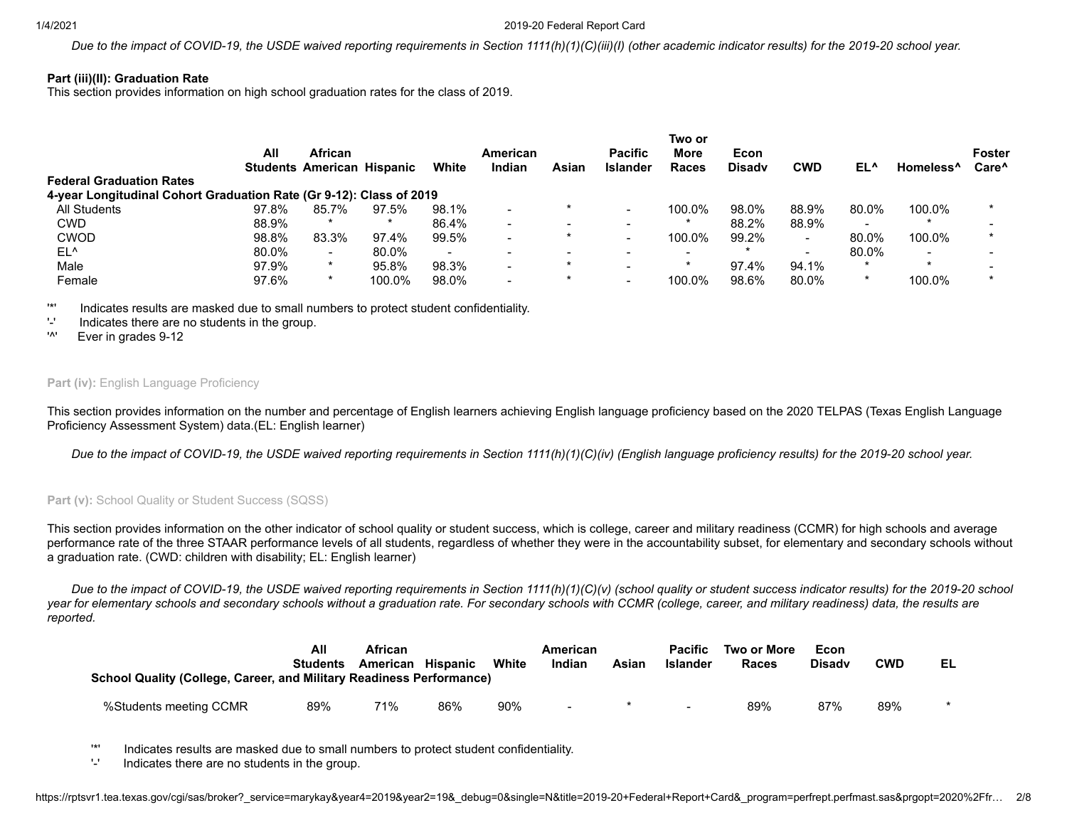*Due to the impact of COVID-19, the USDE waived reporting requirements in Section 1111(h)(1)(C)(iii)(I) (other academic indicator results) for the 2019-20 school year.*

**Part (iii)(II): Graduation Rate**
This section provides information on high school graduation rates for the class of 2019.

| Federal Graduation Rates | All Students | African American | Hispanic | White | American Indian | Asian | Pacific Islander | Two or More Races | Econ Disadv | CWD | EL^ | Homeless^ | Foster Care^ |
|---|---|---|---|---|---|---|---|---|---|---|---|---|---|
| **4-year Longitudinal Cohort Graduation Rate (Gr 9-12): Class of 2019** | | | | | | | | | | | | | |
| All Students | 97.8% | 85.7% | 97.5% | 98.1% | - | * | - | 100.0% | 98.0% | 88.9% | 80.0% | 100.0% | * |
| CWD | 88.9% | * | * | 86.4% | - | - | - | * | 88.2% | 88.9% | - | * | - |
| CWOD | 98.8% | 83.3% | 97.4% | 99.5% | - | * | - | 100.0% | 99.2% | - | 80.0% | 100.0% | * |
| EL^ | 80.0% | - | 80.0% | - | - | - | - | - | * | - | 80.0% | - | - |
| Male | 97.9% | * | 95.8% | 98.3% | - | * | - | * | 97.4% | 94.1% | * | * | - |
| Female | 97.6% | * | 100.0% | 98.0% | - | * | - | 100.0% | 98.6% | 80.0% | * | 100.0% | * |

'*' Indicates results are masked due to small numbers to protect student confidentiality.
'-' Indicates there are no students in the group.
'^' Ever in grades 9-12

**Part (iv):** English Language Proficiency

This section provides information on the number and percentage of English learners achieving English language proficiency based on the 2020 TELPAS (Texas English Language Proficiency Assessment System) data.(EL: English learner)

*Due to the impact of COVID-19, the USDE waived reporting requirements in Section 1111(h)(1)(C)(iv) (English language proficiency results) for the 2019-20 school year.*

**Part (v):** School Quality or Student Success (SQSS)

This section provides information on the other indicator of school quality or student success, which is college, career and military readiness (CCMR) for high schools and average performance rate of the three STAAR performance levels of all students, regardless of whether they were in the accountability subset, for elementary and secondary schools without a graduation rate. (CWD: children with disability; EL: English learner)

*Due to the impact of COVID-19, the USDE waived reporting requirements in Section 1111(h)(1)(C)(v) (school quality or student success indicator results) for the 2019-20 school year for elementary schools and secondary schools without a graduation rate. For secondary schools with CCMR (college, career, and military readiness) data, the results are reported.*

| School Quality (College, Career, and Military Readiness Performance) | All Students | African American | Hispanic | White | American Indian | Asian | Pacific Islander | Two or More Races | Econ Disadv | CWD | EL |
|---|---|---|---|---|---|---|---|---|---|---|---|
| %Students meeting CCMR | 89% | 71% | 86% | 90% | - | * | - | 89% | 87% | 89% | * |

'*' Indicates results are masked due to small numbers to protect student confidentiality.
'-' Indicates there are no students in the group.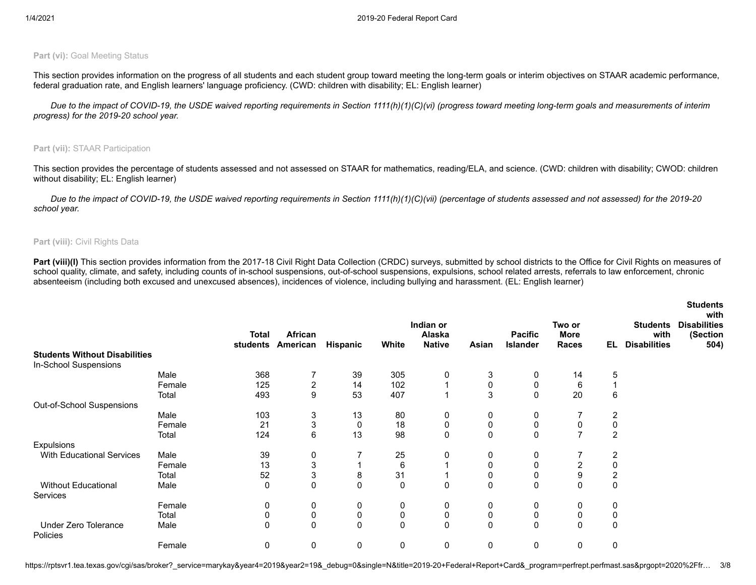**Part (vi):** Goal Meeting Status

This section provides information on the progress of all students and each student group toward meeting the long-term goals or interim objectives on STAAR academic performance, federal graduation rate, and English learners' language proficiency. (CWD: children with disability; EL: English learner)

*Due to the impact of COVID-19, the USDE waived reporting requirements in Section 1111(h)(1)(C)(vi) (progress toward meeting long-term goals and measurements of interim progress) for the 2019-20 school year.*

**Part (vii):** STAAR Participation

This section provides the percentage of students assessed and not assessed on STAAR for mathematics, reading/ELA, and science. (CWD: children with disability; CWOD: children without disability; EL: English learner)

*Due to the impact of COVID-19, the USDE waived reporting requirements in Section 1111(h)(1)(C)(vii) (percentage of students assessed and not assessed) for the 2019-20 school year.*

**Part (viii):** Civil Rights Data

**Part (viii)(I)** This section provides information from the 2017-18 Civil Right Data Collection (CRDC) surveys, submitted by school districts to the Office for Civil Rights on measures of school quality, climate, and safety, including counts of in-school suspensions, out-of-school suspensions, expulsions, school related arrests, referrals to law enforcement, chronic absenteeism (including both excused and unexcused absences), incidences of violence, including bullying and harassment. (EL: English learner)

| | | Total students | African American | Hispanic | White | Indian or Alaska Native | Asian | Pacific Islander | Two or More Races | EL | Students with Disabilities | Students with Disabilities (Section 504) |
|---|---|---|---|---|---|---|---|---|---|---|---|---|
| **Students Without Disabilities** | | | | | | | | | | | | |
| In-School Suspensions | | | | | | | | | | | | |
| | Male | 368 | 7 | 39 | 305 | 0 | 3 | 0 | 14 | 5 | | |
| | Female | 125 | 2 | 14 | 102 | 1 | 0 | 0 | 6 | 1 | | |
| | Total | 493 | 9 | 53 | 407 | 1 | 3 | 0 | 20 | 6 | | |
| Out-of-School Suspensions | | | | | | | | | | | | |
| | Male | 103 | 3 | 13 | 80 | 0 | 0 | 0 | 7 | 2 | | |
| | Female | 21 | 3 | 0 | 18 | 0 | 0 | 0 | 0 | 0 | | |
| | Total | 124 | 6 | 13 | 98 | 0 | 0 | 0 | 7 | 2 | | |
| Expulsions | | | | | | | | | | | | |
| With Educational Services | Male | 39 | 0 | 7 | 25 | 0 | 0 | 0 | 7 | 2 | | |
| | Female | 13 | 3 | 1 | 6 | 1 | 0 | 0 | 2 | 0 | | |
| | Total | 52 | 3 | 8 | 31 | 1 | 0 | 0 | 9 | 2 | | |
| Without Educational Services | Male | 0 | 0 | 0 | 0 | 0 | 0 | 0 | 0 | 0 | | |
| | Female | 0 | 0 | 0 | 0 | 0 | 0 | 0 | 0 | 0 | | |
| | Total | 0 | 0 | 0 | 0 | 0 | 0 | 0 | 0 | 0 | | |
| Under Zero Tolerance Policies | Male | 0 | 0 | 0 | 0 | 0 | 0 | 0 | 0 | 0 | | |
| | Female | 0 | 0 | 0 | 0 | 0 | 0 | 0 | 0 | 0 | | |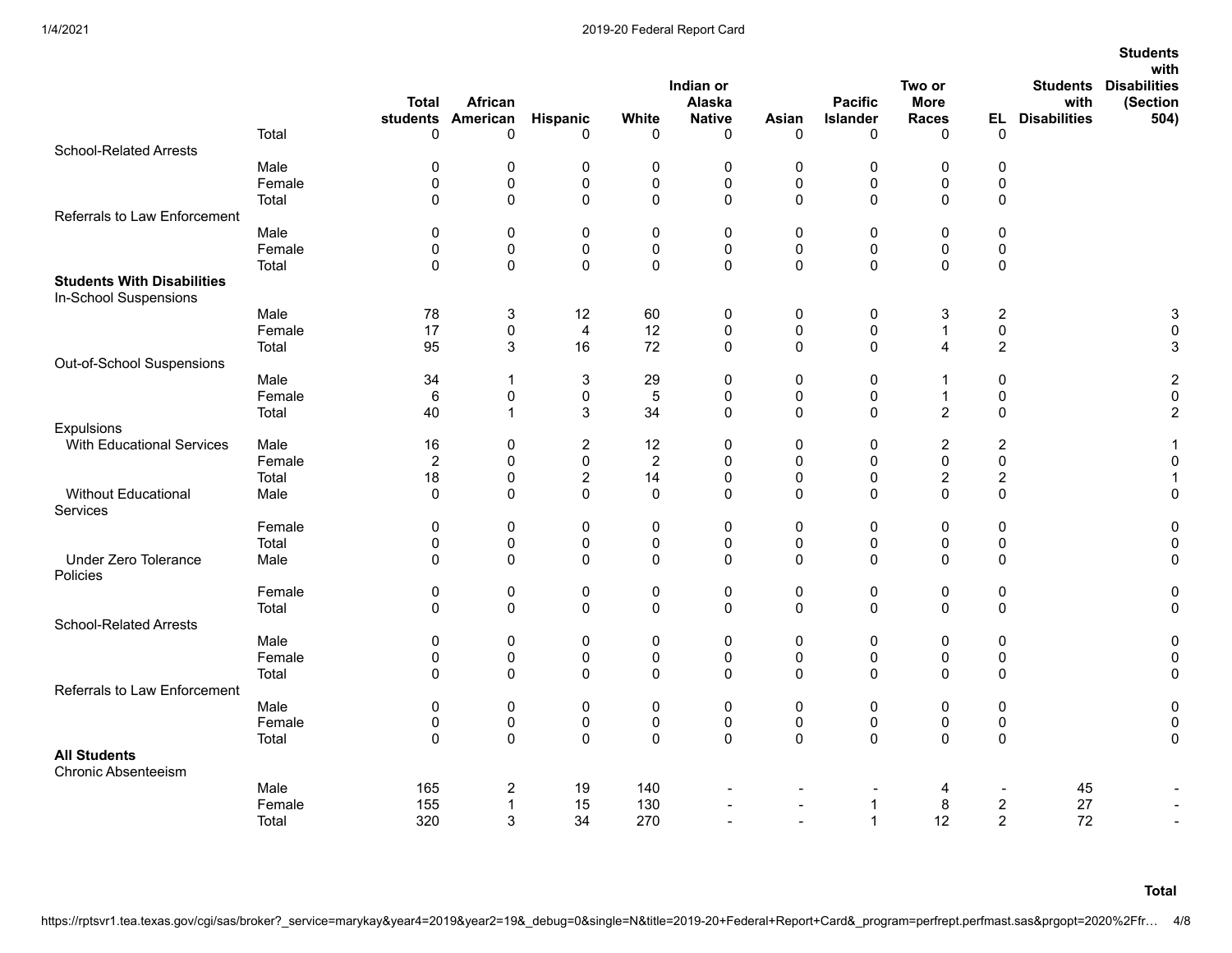| | | Total students | African American | Hispanic | White | Indian or Alaska Native | Asian | Pacific Islander | Two or More Races | EL | Students with Disabilities | Students with Disabilities (Section 504) |
|---|---|---|---|---|---|---|---|---|---|---|---|---|
| | Total | 0 | 0 | 0 | 0 | 0 | 0 | 0 | 0 | 0 | | |
| School-Related Arrests | | | | | | | | | | | | |
| | Male | 0 | 0 | 0 | 0 | 0 | 0 | 0 | 0 | 0 | | |
| | Female | 0 | 0 | 0 | 0 | 0 | 0 | 0 | 0 | 0 | | |
| | Total | 0 | 0 | 0 | 0 | 0 | 0 | 0 | 0 | 0 | | |
| Referrals to Law Enforcement | | | | | | | | | | | | |
| | Male | 0 | 0 | 0 | 0 | 0 | 0 | 0 | 0 | 0 | | |
| | Female | 0 | 0 | 0 | 0 | 0 | 0 | 0 | 0 | 0 | | |
| | Total | 0 | 0 | 0 | 0 | 0 | 0 | 0 | 0 | 0 | | |
| **Students With Disabilities** | | | | | | | | | | | | |
| In-School Suspensions | | | | | | | | | | | | |
| | Male | 78 | 3 | 12 | 60 | 0 | 0 | 0 | 3 | 2 | | 3 |
| | Female | 17 | 0 | 4 | 12 | 0 | 0 | 0 | 1 | 0 | | 0 |
| | Total | 95 | 3 | 16 | 72 | 0 | 0 | 0 | 4 | 2 | | 3 |
| Out-of-School Suspensions | | | | | | | | | | | | |
| | Male | 34 | 1 | 3 | 29 | 0 | 0 | 0 | 1 | 0 | | 2 |
| | Female | 6 | 0 | 0 | 5 | 0 | 0 | 0 | 1 | 0 | | 0 |
| | Total | 40 | 1 | 3 | 34 | 0 | 0 | 0 | 2 | 0 | | 2 |
| Expulsions | | | | | | | | | | | | |
| With Educational Services | Male | 16 | 0 | 2 | 12 | 0 | 0 | 0 | 2 | 2 | | 1 |
| | Female | 2 | 0 | 0 | 2 | 0 | 0 | 0 | 0 | 0 | | 0 |
| | Total | 18 | 0 | 2 | 14 | 0 | 0 | 0 | 2 | 2 | | 1 |
| Without Educational Services | Male | 0 | 0 | 0 | 0 | 0 | 0 | 0 | 0 | 0 | | 0 |
| | Female | 0 | 0 | 0 | 0 | 0 | 0 | 0 | 0 | 0 | | 0 |
| | Total | 0 | 0 | 0 | 0 | 0 | 0 | 0 | 0 | 0 | | 0 |
| Under Zero Tolerance Policies | Male | 0 | 0 | 0 | 0 | 0 | 0 | 0 | 0 | 0 | | 0 |
| | Female | 0 | 0 | 0 | 0 | 0 | 0 | 0 | 0 | 0 | | 0 |
| | Total | 0 | 0 | 0 | 0 | 0 | 0 | 0 | 0 | 0 | | 0 |
| School-Related Arrests | | | | | | | | | | | | |
| | Male | 0 | 0 | 0 | 0 | 0 | 0 | 0 | 0 | 0 | | 0 |
| | Female | 0 | 0 | 0 | 0 | 0 | 0 | 0 | 0 | 0 | | 0 |
| | Total | 0 | 0 | 0 | 0 | 0 | 0 | 0 | 0 | 0 | | 0 |
| Referrals to Law Enforcement | | | | | | | | | | | | |
| | Male | 0 | 0 | 0 | 0 | 0 | 0 | 0 | 0 | 0 | | 0 |
| | Female | 0 | 0 | 0 | 0 | 0 | 0 | 0 | 0 | 0 | | 0 |
| | Total | 0 | 0 | 0 | 0 | 0 | 0 | 0 | 0 | 0 | | 0 |
| **All Students** | | | | | | | | | | | | |
| Chronic Absenteeism | | | | | | | | | | | | |
| | Male | 165 | 2 | 19 | 140 | - | - | - | 4 | - | 45 | - |
| | Female | 155 | 1 | 15 | 130 | - | - | 1 | 8 | 2 | 27 | - |
| | Total | 320 | 3 | 34 | 270 | - | - | 1 | 12 | 2 | 72 | - |

**Total**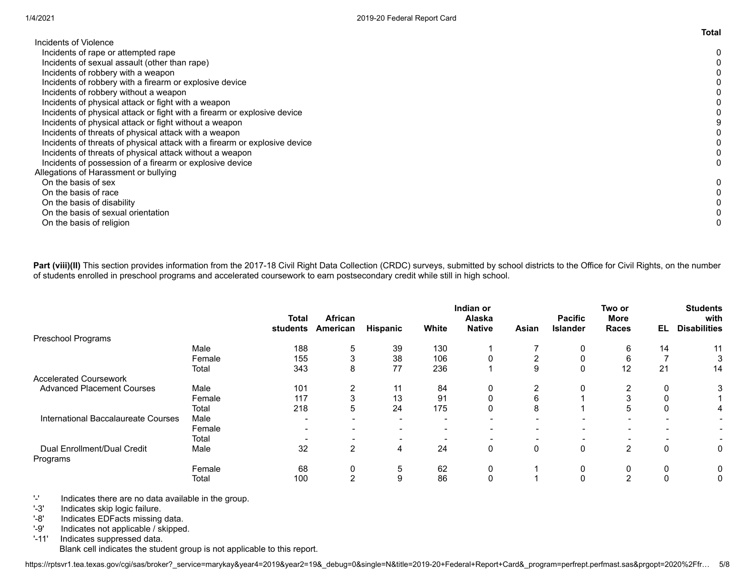| | Total |
|---|---|
| Incidents of Violence | |
| Incidents of rape or attempted rape | 0 |
| Incidents of sexual assault (other than rape) | 0 |
| Incidents of robbery with a weapon | 0 |
| Incidents of robbery with a firearm or explosive device | 0 |
| Incidents of robbery without a weapon | 0 |
| Incidents of physical attack or fight with a weapon | 0 |
| Incidents of physical attack or fight with a firearm or explosive device | 0 |
| Incidents of physical attack or fight without a weapon | 9 |
| Incidents of threats of physical attack with a weapon | 0 |
| Incidents of threats of physical attack with a firearm or explosive device | 0 |
| Incidents of threats of physical attack without a weapon | 0 |
| Incidents of possession of a firearm or explosive device | 0 |
| Allegations of Harassment or bullying | |
| On the basis of sex | 0 |
| On the basis of race | 0 |
| On the basis of disability | 0 |
| On the basis of sexual orientation | 0 |
| On the basis of religion | 0 |

**Part (viii)(II)** This section provides information from the 2017-18 Civil Right Data Collection (CRDC) surveys, submitted by school districts to the Office for Civil Rights, on the number of students enrolled in preschool programs and accelerated coursework to earn postsecondary credit while still in high school.

| | | Total students | African American | Hispanic | White | Indian or Alaska Native | Asian | Pacific Islander | Two or More Races | EL | Students with Disabilities |
|---|---|---|---|---|---|---|---|---|---|---|---|
| Preschool Programs | | | | | | | | | | | |
| | Male | 188 | 5 | 39 | 130 | 1 | 7 | 0 | 6 | 14 | 11 |
| | Female | 155 | 3 | 38 | 106 | 0 | 2 | 0 | 6 | 7 | 3 |
| | Total | 343 | 8 | 77 | 236 | 1 | 9 | 0 | 12 | 21 | 14 |
| Accelerated Coursework | | | | | | | | | | | |
| Advanced Placement Courses | Male | 101 | 2 | 11 | 84 | 0 | 2 | 0 | 2 | 0 | 3 |
| | Female | 117 | 3 | 13 | 91 | 0 | 6 | 1 | 3 | 0 | 1 |
| | Total | 218 | 5 | 24 | 175 | 0 | 8 | 1 | 5 | 0 | 4 |
| International Baccalaureate Courses | Male | - | - | - | - | - | - | - | - | - | - |
| | Female | - | - | - | - | - | - | - | - | - | - |
| | Total | - | - | - | - | - | - | - | - | - | - |
| Dual Enrollment/Dual Credit Programs | Male | 32 | 2 | 4 | 24 | 0 | 0 | 0 | 2 | 0 | 0 |
| | Female | 68 | 0 | 5 | 62 | 0 | 1 | 0 | 0 | 0 | 0 |
| | Total | 100 | 2 | 9 | 86 | 0 | 1 | 0 | 2 | 0 | 0 |

'-' Indicates there are no data available in the group.
'-3' Indicates skip logic failure.
'-8' Indicates EDFacts missing data.
'-9' Indicates not applicable / skipped.
'-11' Indicates suppressed data.
Blank cell indicates the student group is not applicable to this report.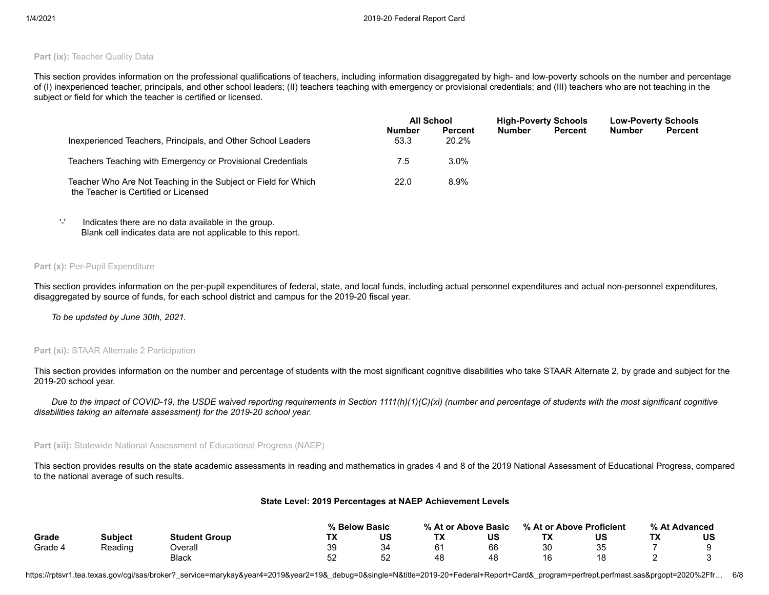**Part (ix):** Teacher Quality Data

This section provides information on the professional qualifications of teachers, including information disaggregated by high- and low-poverty schools on the number and percentage of (I) inexperienced teacher, principals, and other school leaders; (II) teachers teaching with emergency or provisional credentials; and (III) teachers who are not teaching in the subject or field for which the teacher is certified or licensed.

| | All School | | High-Poverty Schools | | Low-Poverty Schools | |
|---|---|---|---|---|---|---|
| | Number | Percent | Number | Percent | Number | Percent |
| Inexperienced Teachers, Principals, and Other School Leaders | 53.3 | 20.2% | | | | |
| Teachers Teaching with Emergency or Provisional Credentials | 7.5 | 3.0% | | | | |
| Teacher Who Are Not Teaching in the Subject or Field for Which the Teacher is Certified or Licensed | 22.0 | 8.9% | | | | |

'-' Indicates there are no data available in the group.
Blank cell indicates data are not applicable to this report.

**Part (x):** Per-Pupil Expenditure

This section provides information on the per-pupil expenditures of federal, state, and local funds, including actual personnel expenditures and actual non-personnel expenditures, disaggregated by source of funds, for each school district and campus for the 2019-20 fiscal year.

*To be updated by June 30th, 2021.*

**Part (xi):** STAAR Alternate 2 Participation

This section provides information on the number and percentage of students with the most significant cognitive disabilities who take STAAR Alternate 2, by grade and subject for the 2019-20 school year.

*Due to the impact of COVID-19, the USDE waived reporting requirements in Section 1111(h)(1)(C)(xi) (number and percentage of students with the most significant cognitive disabilities taking an alternate assessment) for the 2019-20 school year.*

**Part (xii):** Statewide National Assessment of Educational Progress (NAEP)

This section provides results on the state academic assessments in reading and mathematics in grades 4 and 8 of the 2019 National Assessment of Educational Progress, compared to the national average of such results.

**State Level: 2019 Percentages at NAEP Achievement Levels**

| | | | % Below Basic | | % At or Above Basic | | % At or Above Proficient | | % At Advanced | |
|---|---|---|---|---|---|---|---|---|---|---|
| Grade | Subject | Student Group | TX | US | TX | US | TX | US | TX | US |
| Grade 4 | Reading | Overall | 39 | 34 | 61 | 66 | 30 | 35 | 7 | 9 |
| | | Black | 52 | 52 | 48 | 48 | 16 | 18 | 2 | 3 |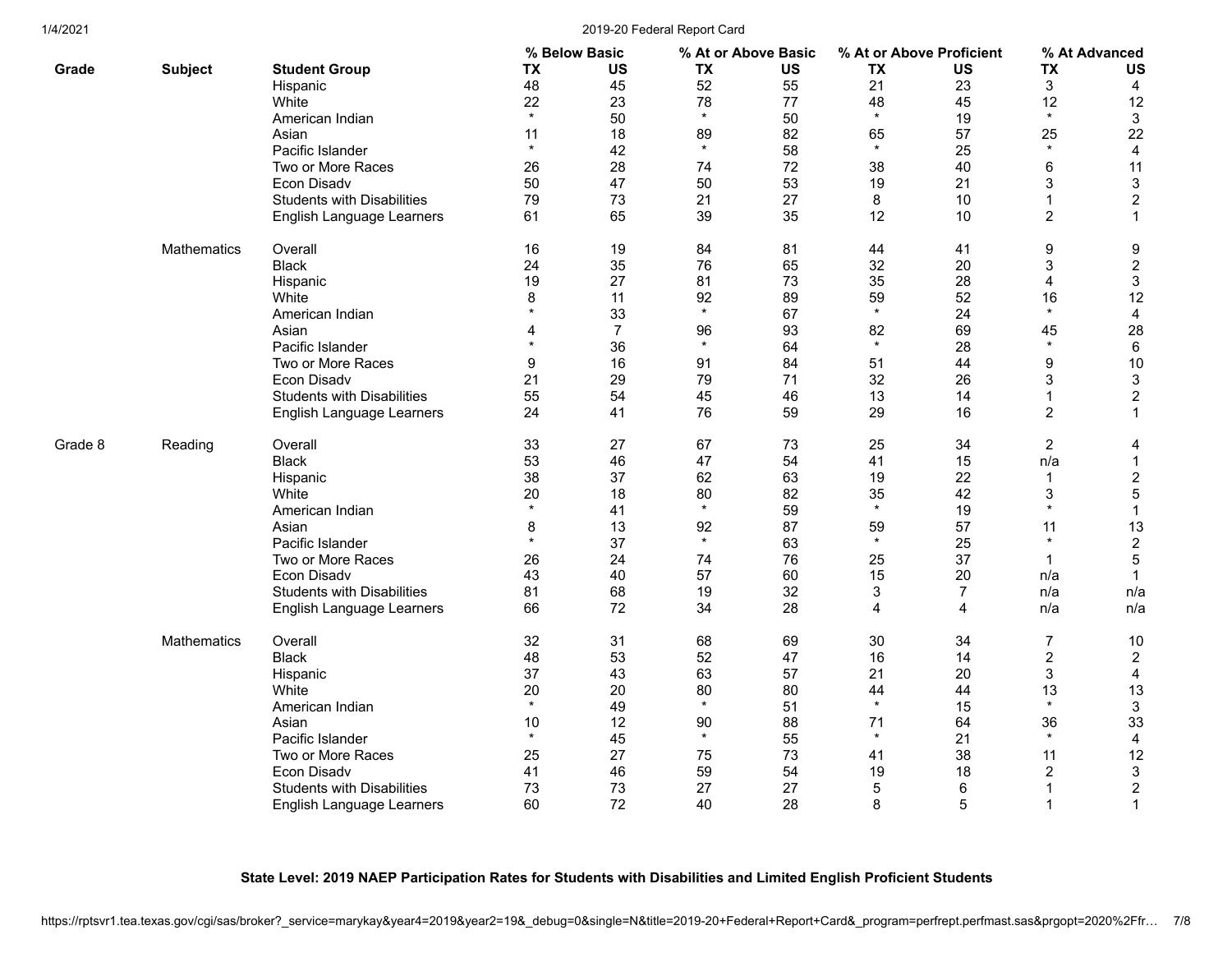| Grade | Subject | Student Group | % Below Basic | | % At or Above Basic | | % At or Above Proficient | | % At Advanced | |
|---|---|---|---|---|---|---|---|---|---|---|
| | | | TX | US | TX | US | TX | US | TX | US |
| | | Hispanic | 48 | 45 | 52 | 55 | 21 | 23 | 3 | 4 |
| | | White | 22 | 23 | 78 | 77 | 48 | 45 | 12 | 12 |
| | | American Indian | * | 50 | * | 50 | * | 19 | * | 3 |
| | | Asian | 11 | 18 | 89 | 82 | 65 | 57 | 25 | 22 |
| | | Pacific Islander | * | 42 | * | 58 | * | 25 | * | 4 |
| | | Two or More Races | 26 | 28 | 74 | 72 | 38 | 40 | 6 | 11 |
| | | Econ Disadv | 50 | 47 | 50 | 53 | 19 | 21 | 3 | 3 |
| | | Students with Disabilities | 79 | 73 | 21 | 27 | 8 | 10 | 1 | 2 |
| | | English Language Learners | 61 | 65 | 39 | 35 | 12 | 10 | 2 | 1 |
| | Mathematics | Overall | 16 | 19 | 84 | 81 | 44 | 41 | 9 | 9 |
| | | Black | 24 | 35 | 76 | 65 | 32 | 20 | 3 | 2 |
| | | Hispanic | 19 | 27 | 81 | 73 | 35 | 28 | 4 | 3 |
| | | White | 8 | 11 | 92 | 89 | 59 | 52 | 16 | 12 |
| | | American Indian | * | 33 | * | 67 | * | 24 | * | 4 |
| | | Asian | 4 | 7 | 96 | 93 | 82 | 69 | 45 | 28 |
| | | Pacific Islander | * | 36 | * | 64 | * | 28 | * | 6 |
| | | Two or More Races | 9 | 16 | 91 | 84 | 51 | 44 | 9 | 10 |
| | | Econ Disadv | 21 | 29 | 79 | 71 | 32 | 26 | 3 | 3 |
| | | Students with Disabilities | 55 | 54 | 45 | 46 | 13 | 14 | 1 | 2 |
| | | English Language Learners | 24 | 41 | 76 | 59 | 29 | 16 | 2 | 1 |
| Grade 8 | Reading | Overall | 33 | 27 | 67 | 73 | 25 | 34 | 2 | 4 |
| | | Black | 53 | 46 | 47 | 54 | 41 | 15 | n/a | 1 |
| | | Hispanic | 38 | 37 | 62 | 63 | 19 | 22 | 1 | 2 |
| | | White | 20 | 18 | 80 | 82 | 35 | 42 | 3 | 5 |
| | | American Indian | * | 41 | * | 59 | * | 19 | * | 1 |
| | | Asian | 8 | 13 | 92 | 87 | 59 | 57 | 11 | 13 |
| | | Pacific Islander | * | 37 | * | 63 | * | 25 | * | 2 |
| | | Two or More Races | 26 | 24 | 74 | 76 | 25 | 37 | 1 | 5 |
| | | Econ Disadv | 43 | 40 | 57 | 60 | 15 | 20 | n/a | 1 |
| | | Students with Disabilities | 81 | 68 | 19 | 32 | 3 | 7 | n/a | n/a |
| | | English Language Learners | 66 | 72 | 34 | 28 | 4 | 4 | n/a | n/a |
| | Mathematics | Overall | 32 | 31 | 68 | 69 | 30 | 34 | 7 | 10 |
| | | Black | 48 | 53 | 52 | 47 | 16 | 14 | 2 | 2 |
| | | Hispanic | 37 | 43 | 63 | 57 | 21 | 20 | 3 | 4 |
| | | White | 20 | 20 | 80 | 80 | 44 | 44 | 13 | 13 |
| | | American Indian | * | 49 | * | 51 | * | 15 | * | 3 |
| | | Asian | 10 | 12 | 90 | 88 | 71 | 64 | 36 | 33 |
| | | Pacific Islander | * | 45 | * | 55 | * | 21 | * | 4 |
| | | Two or More Races | 25 | 27 | 75 | 73 | 41 | 38 | 11 | 12 |
| | | Econ Disadv | 41 | 46 | 59 | 54 | 19 | 18 | 2 | 3 |
| | | Students with Disabilities | 73 | 73 | 27 | 27 | 5 | 6 | 1 | 2 |
| | | English Language Learners | 60 | 72 | 40 | 28 | 8 | 5 | 1 | 1 |

**State Level: 2019 NAEP Participation Rates for Students with Disabilities and Limited English Proficient Students**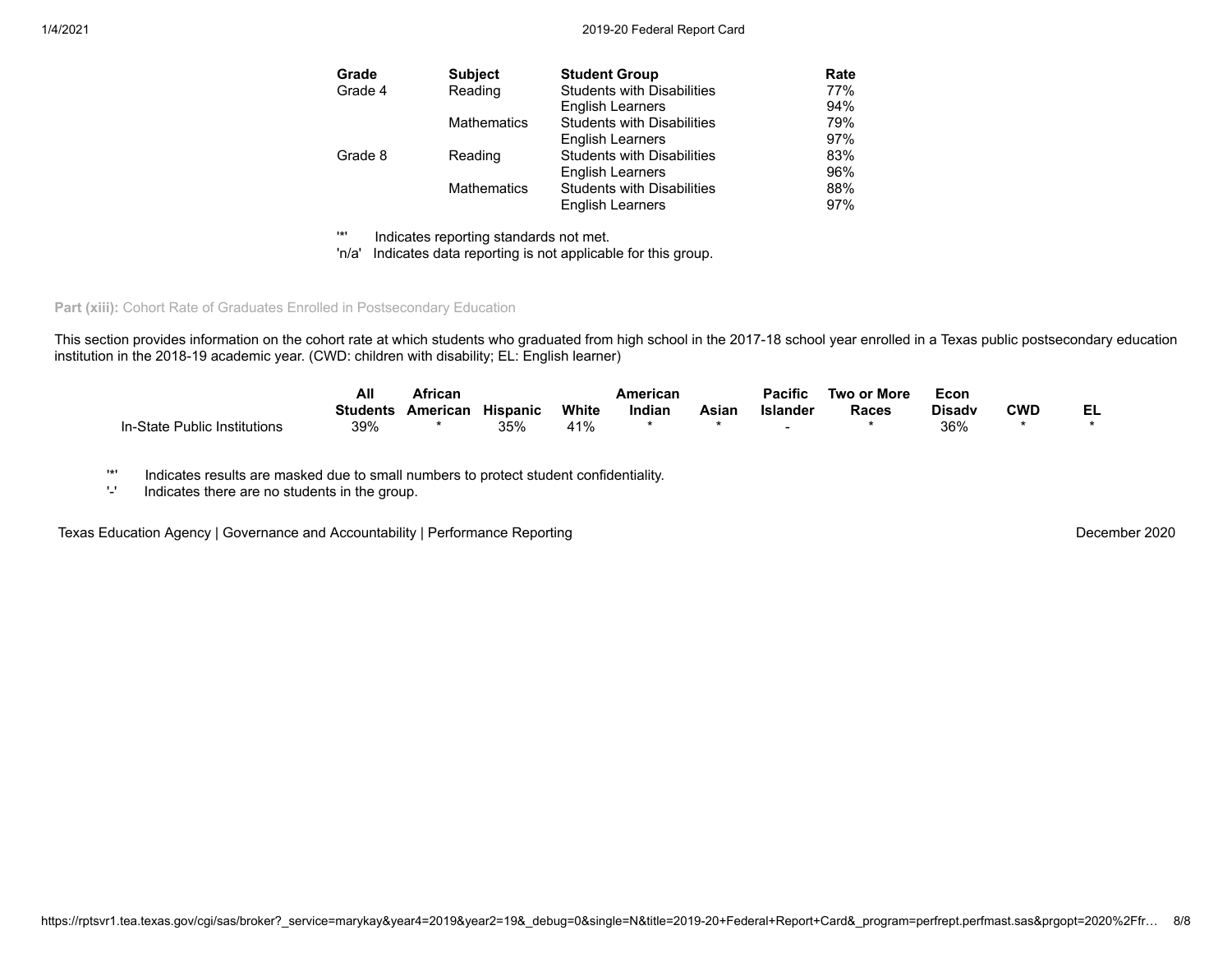| Grade | Subject | Student Group | Rate |
|---|---|---|---|
| Grade 4 | Reading | Students with Disabilities | 77% |
| | | English Learners | 94% |
| | Mathematics | Students with Disabilities | 79% |
| | | English Learners | 97% |
| Grade 8 | Reading | Students with Disabilities | 83% |
| | | English Learners | 96% |
| | Mathematics | Students with Disabilities | 88% |
| | | English Learners | 97% |

'*' Indicates reporting standards not met.
'n/a' Indicates data reporting is not applicable for this group.

**Part (xiii):** Cohort Rate of Graduates Enrolled in Postsecondary Education

This section provides information on the cohort rate at which students who graduated from high school in the 2017-18 school year enrolled in a Texas public postsecondary education institution in the 2018-19 academic year. (CWD: children with disability; EL: English learner)

| | All Students | African American | Hispanic | White | American Indian | Asian | Pacific Islander | Two or More Races | Econ Disadv | CWD | EL |
|---|---|---|---|---|---|---|---|---|---|---|---|
| In-State Public Institutions | 39% | * | 35% | 41% | * | * | - | * | 36% | * | * |

'*' Indicates results are masked due to small numbers to protect student confidentiality.
'-' Indicates there are no students in the group.

Texas Education Agency | Governance and Accountability | Performance Reporting

December 2020